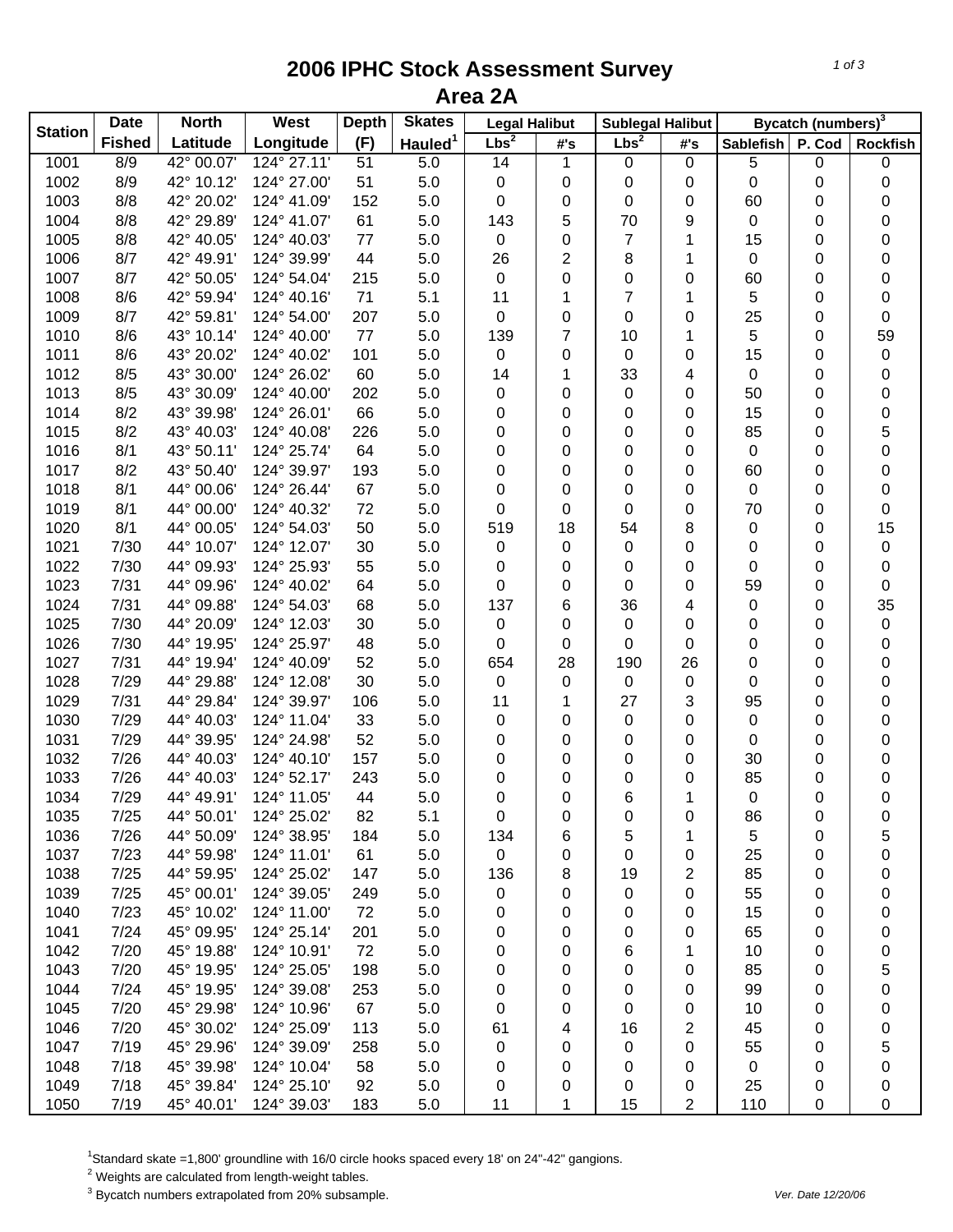# 2006 IPHC Stock Assessment Survey
## Area 2A

| Station | Date | North | West | Depth | Skates | Legal Halibut | | Sublegal Halibut | | Bycatch (numbers)[3] | | |
|---|---|---|---|---|---|---|---|---|---|---|---|---|
| | Fished | Latitude | Longitude | (F) | Hauled[1] | Lbs[2] | #'s | Lbs[2] | #'s | Sablefish | P. Cod | Rockfish |
| 1001 | 8/9 | 42° 00.07' | 124° 27.11' | 51 | 5.0 | 14 | 1 | 0 | 0 | 5 | 0 | 0 |
| 1002 | 8/9 | 42° 10.12' | 124° 27.00' | 51 | 5.0 | 0 | 0 | 0 | 0 | 0 | 0 | 0 |
| 1003 | 8/8 | 42° 20.02' | 124° 41.09' | 152 | 5.0 | 0 | 0 | 0 | 0 | 60 | 0 | 0 |
| 1004 | 8/8 | 42° 29.89' | 124° 41.07' | 61 | 5.0 | 143 | 5 | 70 | 9 | 0 | 0 | 0 |
| 1005 | 8/8 | 42° 40.05' | 124° 40.03' | 77 | 5.0 | 0 | 0 | 7 | 1 | 15 | 0 | 0 |
| 1006 | 8/7 | 42° 49.91' | 124° 39.99' | 44 | 5.0 | 26 | 2 | 8 | 1 | 0 | 0 | 0 |
| 1007 | 8/7 | 42° 50.05' | 124° 54.04' | 215 | 5.0 | 0 | 0 | 0 | 0 | 60 | 0 | 0 |
| 1008 | 8/6 | 42° 59.94' | 124° 40.16' | 71 | 5.1 | 11 | 1 | 7 | 1 | 5 | 0 | 0 |
| 1009 | 8/7 | 42° 59.81' | 124° 54.00' | 207 | 5.0 | 0 | 0 | 0 | 0 | 25 | 0 | 0 |
| 1010 | 8/6 | 43° 10.14' | 124° 40.00' | 77 | 5.0 | 139 | 7 | 10 | 1 | 5 | 0 | 59 |
| 1011 | 8/6 | 43° 20.02' | 124° 40.02' | 101 | 5.0 | 0 | 0 | 0 | 0 | 15 | 0 | 0 |
| 1012 | 8/5 | 43° 30.00' | 124° 26.02' | 60 | 5.0 | 14 | 1 | 33 | 4 | 0 | 0 | 0 |
| 1013 | 8/5 | 43° 30.09' | 124° 40.00' | 202 | 5.0 | 0 | 0 | 0 | 0 | 50 | 0 | 0 |
| 1014 | 8/2 | 43° 39.98' | 124° 26.01' | 66 | 5.0 | 0 | 0 | 0 | 0 | 15 | 0 | 0 |
| 1015 | 8/2 | 43° 40.03' | 124° 40.08' | 226 | 5.0 | 0 | 0 | 0 | 0 | 85 | 0 | 5 |
| 1016 | 8/1 | 43° 50.11' | 124° 25.74' | 64 | 5.0 | 0 | 0 | 0 | 0 | 0 | 0 | 0 |
| 1017 | 8/2 | 43° 50.40' | 124° 39.97' | 193 | 5.0 | 0 | 0 | 0 | 0 | 60 | 0 | 0 |
| 1018 | 8/1 | 44° 00.06' | 124° 26.44' | 67 | 5.0 | 0 | 0 | 0 | 0 | 0 | 0 | 0 |
| 1019 | 8/1 | 44° 00.00' | 124° 40.32' | 72 | 5.0 | 0 | 0 | 0 | 0 | 70 | 0 | 0 |
| 1020 | 8/1 | 44° 00.05' | 124° 54.03' | 50 | 5.0 | 519 | 18 | 54 | 8 | 0 | 0 | 15 |
| 1021 | 7/30 | 44° 10.07' | 124° 12.07' | 30 | 5.0 | 0 | 0 | 0 | 0 | 0 | 0 | 0 |
| 1022 | 7/30 | 44° 09.93' | 124° 25.93' | 55 | 5.0 | 0 | 0 | 0 | 0 | 0 | 0 | 0 |
| 1023 | 7/31 | 44° 09.96' | 124° 40.02' | 64 | 5.0 | 0 | 0 | 0 | 0 | 59 | 0 | 0 |
| 1024 | 7/31 | 44° 09.88' | 124° 54.03' | 68 | 5.0 | 137 | 6 | 36 | 4 | 0 | 0 | 35 |
| 1025 | 7/30 | 44° 20.09' | 124° 12.03' | 30 | 5.0 | 0 | 0 | 0 | 0 | 0 | 0 | 0 |
| 1026 | 7/30 | 44° 19.95' | 124° 25.97' | 48 | 5.0 | 0 | 0 | 0 | 0 | 0 | 0 | 0 |
| 1027 | 7/31 | 44° 19.94' | 124° 40.09' | 52 | 5.0 | 654 | 28 | 190 | 26 | 0 | 0 | 0 |
| 1028 | 7/29 | 44° 29.88' | 124° 12.08' | 30 | 5.0 | 0 | 0 | 0 | 0 | 0 | 0 | 0 |
| 1029 | 7/31 | 44° 29.84' | 124° 39.97' | 106 | 5.0 | 11 | 1 | 27 | 3 | 95 | 0 | 0 |
| 1030 | 7/29 | 44° 40.03' | 124° 11.04' | 33 | 5.0 | 0 | 0 | 0 | 0 | 0 | 0 | 0 |
| 1031 | 7/29 | 44° 39.95' | 124° 24.98' | 52 | 5.0 | 0 | 0 | 0 | 0 | 0 | 0 | 0 |
| 1032 | 7/26 | 44° 40.03' | 124° 40.10' | 157 | 5.0 | 0 | 0 | 0 | 0 | 30 | 0 | 0 |
| 1033 | 7/26 | 44° 40.03' | 124° 52.17' | 243 | 5.0 | 0 | 0 | 0 | 0 | 85 | 0 | 0 |
| 1034 | 7/29 | 44° 49.91' | 124° 11.05' | 44 | 5.0 | 0 | 0 | 6 | 1 | 0 | 0 | 0 |
| 1035 | 7/25 | 44° 50.01' | 124° 25.02' | 82 | 5.1 | 0 | 0 | 0 | 0 | 86 | 0 | 0 |
| 1036 | 7/26 | 44° 50.09' | 124° 38.95' | 184 | 5.0 | 134 | 6 | 5 | 1 | 5 | 0 | 5 |
| 1037 | 7/23 | 44° 59.98' | 124° 11.01' | 61 | 5.0 | 0 | 0 | 0 | 0 | 25 | 0 | 0 |
| 1038 | 7/25 | 44° 59.95' | 124° 25.02' | 147 | 5.0 | 136 | 8 | 19 | 2 | 85 | 0 | 0 |
| 1039 | 7/25 | 45° 00.01' | 124° 39.05' | 249 | 5.0 | 0 | 0 | 0 | 0 | 55 | 0 | 0 |
| 1040 | 7/23 | 45° 10.02' | 124° 11.00' | 72 | 5.0 | 0 | 0 | 0 | 0 | 15 | 0 | 0 |
| 1041 | 7/24 | 45° 09.95' | 124° 25.14' | 201 | 5.0 | 0 | 0 | 0 | 0 | 65 | 0 | 0 |
| 1042 | 7/20 | 45° 19.88' | 124° 10.91' | 72 | 5.0 | 0 | 0 | 6 | 1 | 10 | 0 | 0 |
| 1043 | 7/20 | 45° 19.95' | 124° 25.05' | 198 | 5.0 | 0 | 0 | 0 | 0 | 85 | 0 | 5 |
| 1044 | 7/24 | 45° 19.95' | 124° 39.08' | 253 | 5.0 | 0 | 0 | 0 | 0 | 99 | 0 | 0 |
| 1045 | 7/20 | 45° 29.98' | 124° 10.96' | 67 | 5.0 | 0 | 0 | 0 | 0 | 10 | 0 | 0 |
| 1046 | 7/20 | 45° 30.02' | 124° 25.09' | 113 | 5.0 | 61 | 4 | 16 | 2 | 45 | 0 | 0 |
| 1047 | 7/19 | 45° 29.96' | 124° 39.09' | 258 | 5.0 | 0 | 0 | 0 | 0 | 55 | 0 | 5 |
| 1048 | 7/18 | 45° 39.98' | 124° 10.04' | 58 | 5.0 | 0 | 0 | 0 | 0 | 0 | 0 | 0 |
| 1049 | 7/18 | 45° 39.84' | 124° 25.10' | 92 | 5.0 | 0 | 0 | 0 | 0 | 25 | 0 | 0 |
| 1050 | 7/19 | 45° 40.01' | 124° 39.03' | 183 | 5.0 | 11 | 1 | 15 | 2 | 110 | 0 | 0 |

[1]Standard skate =1,800' groundline with 16/0 circle hooks spaced every 18' on 24"-42" gangions.

[2] Weights are calculated from length-weight tables.

[3] Bycatch numbers extrapolated from 20% subsample.

*Ver. Date 12/20/06*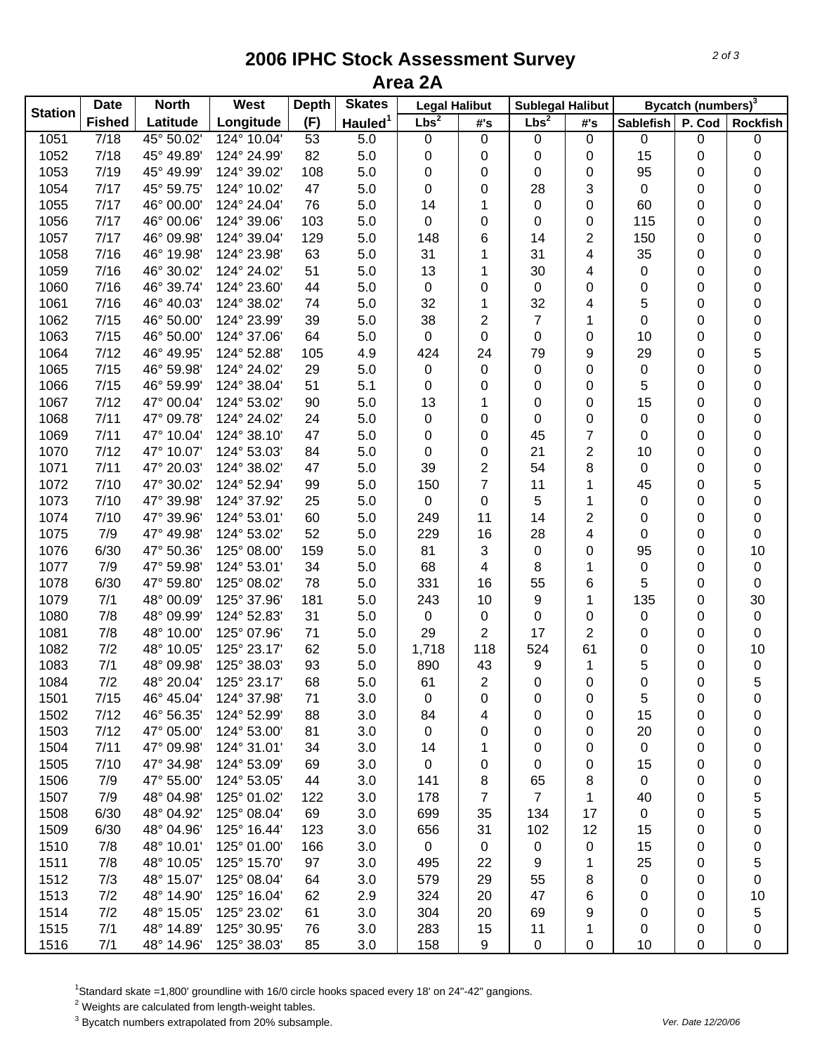# 2006 IPHC Stock Assessment Survey
## Area 2A

| Station | Date | North | West | Depth | Skates | Legal Halibut | | Sublegal Halibut | | Bycatch (numbers)[3] | | |
|---|---|---|---|---|---|---|---|---|---|---|---|---|
| | Fished | Latitude | Longitude | (F) | Hauled[1] | Lbs[2] | #'s | Lbs[2] | #'s | Sablefish | P. Cod | Rockfish |
| 1051 | 7/18 | 45° 50.02' | 124° 10.04' | 53 | 5.0 | 0 | 0 | 0 | 0 | 0 | 0 | 0 |
| 1052 | 7/18 | 45° 49.89' | 124° 24.99' | 82 | 5.0 | 0 | 0 | 0 | 0 | 15 | 0 | 0 |
| 1053 | 7/19 | 45° 49.99' | 124° 39.02' | 108 | 5.0 | 0 | 0 | 0 | 0 | 95 | 0 | 0 |
| 1054 | 7/17 | 45° 59.75' | 124° 10.02' | 47 | 5.0 | 0 | 0 | 28 | 3 | 0 | 0 | 0 |
| 1055 | 7/17 | 46° 00.00' | 124° 24.04' | 76 | 5.0 | 14 | 1 | 0 | 0 | 60 | 0 | 0 |
| 1056 | 7/17 | 46° 00.06' | 124° 39.06' | 103 | 5.0 | 0 | 0 | 0 | 0 | 115 | 0 | 0 |
| 1057 | 7/17 | 46° 09.98' | 124° 39.04' | 129 | 5.0 | 148 | 6 | 14 | 2 | 150 | 0 | 0 |
| 1058 | 7/16 | 46° 19.98' | 124° 23.98' | 63 | 5.0 | 31 | 1 | 31 | 4 | 35 | 0 | 0 |
| 1059 | 7/16 | 46° 30.02' | 124° 24.02' | 51 | 5.0 | 13 | 1 | 30 | 4 | 0 | 0 | 0 |
| 1060 | 7/16 | 46° 39.74' | 124° 23.60' | 44 | 5.0 | 0 | 0 | 0 | 0 | 0 | 0 | 0 |
| 1061 | 7/16 | 46° 40.03' | 124° 38.02' | 74 | 5.0 | 32 | 1 | 32 | 4 | 5 | 0 | 0 |
| 1062 | 7/15 | 46° 50.00' | 124° 23.99' | 39 | 5.0 | 38 | 2 | 7 | 1 | 0 | 0 | 0 |
| 1063 | 7/15 | 46° 50.00' | 124° 37.06' | 64 | 5.0 | 0 | 0 | 0 | 0 | 10 | 0 | 0 |
| 1064 | 7/12 | 46° 49.95' | 124° 52.88' | 105 | 4.9 | 424 | 24 | 79 | 9 | 29 | 0 | 5 |
| 1065 | 7/15 | 46° 59.98' | 124° 24.02' | 29 | 5.0 | 0 | 0 | 0 | 0 | 0 | 0 | 0 |
| 1066 | 7/15 | 46° 59.99' | 124° 38.04' | 51 | 5.1 | 0 | 0 | 0 | 0 | 5 | 0 | 0 |
| 1067 | 7/12 | 47° 00.04' | 124° 53.02' | 90 | 5.0 | 13 | 1 | 0 | 0 | 15 | 0 | 0 |
| 1068 | 7/11 | 47° 09.78' | 124° 24.02' | 24 | 5.0 | 0 | 0 | 0 | 0 | 0 | 0 | 0 |
| 1069 | 7/11 | 47° 10.04' | 124° 38.10' | 47 | 5.0 | 0 | 0 | 45 | 7 | 0 | 0 | 0 |
| 1070 | 7/12 | 47° 10.07' | 124° 53.03' | 84 | 5.0 | 0 | 0 | 21 | 2 | 10 | 0 | 0 |
| 1071 | 7/11 | 47° 20.03' | 124° 38.02' | 47 | 5.0 | 39 | 2 | 54 | 8 | 0 | 0 | 0 |
| 1072 | 7/10 | 47° 30.02' | 124° 52.94' | 99 | 5.0 | 150 | 7 | 11 | 1 | 45 | 0 | 5 |
| 1073 | 7/10 | 47° 39.98' | 124° 37.92' | 25 | 5.0 | 0 | 0 | 5 | 1 | 0 | 0 | 0 |
| 1074 | 7/10 | 47° 39.96' | 124° 53.01' | 60 | 5.0 | 249 | 11 | 14 | 2 | 0 | 0 | 0 |
| 1075 | 7/9 | 47° 49.98' | 124° 53.02' | 52 | 5.0 | 229 | 16 | 28 | 4 | 0 | 0 | 0 |
| 1076 | 6/30 | 47° 50.36' | 125° 08.00' | 159 | 5.0 | 81 | 3 | 0 | 0 | 95 | 0 | 10 |
| 1077 | 7/9 | 47° 59.98' | 124° 53.01' | 34 | 5.0 | 68 | 4 | 8 | 1 | 0 | 0 | 0 |
| 1078 | 6/30 | 47° 59.80' | 125° 08.02' | 78 | 5.0 | 331 | 16 | 55 | 6 | 5 | 0 | 0 |
| 1079 | 7/1 | 48° 00.09' | 125° 37.96' | 181 | 5.0 | 243 | 10 | 9 | 1 | 135 | 0 | 30 |
| 1080 | 7/8 | 48° 09.99' | 124° 52.83' | 31 | 5.0 | 0 | 0 | 0 | 0 | 0 | 0 | 0 |
| 1081 | 7/8 | 48° 10.00' | 125° 07.96' | 71 | 5.0 | 29 | 2 | 17 | 2 | 0 | 0 | 0 |
| 1082 | 7/2 | 48° 10.05' | 125° 23.17' | 62 | 5.0 | 1,718 | 118 | 524 | 61 | 0 | 0 | 10 |
| 1083 | 7/1 | 48° 09.98' | 125° 38.03' | 93 | 5.0 | 890 | 43 | 9 | 1 | 5 | 0 | 0 |
| 1084 | 7/2 | 48° 20.04' | 125° 23.17' | 68 | 5.0 | 61 | 2 | 0 | 0 | 0 | 0 | 5 |
| 1501 | 7/15 | 46° 45.04' | 124° 37.98' | 71 | 3.0 | 0 | 0 | 0 | 0 | 5 | 0 | 0 |
| 1502 | 7/12 | 46° 56.35' | 124° 52.99' | 88 | 3.0 | 84 | 4 | 0 | 0 | 15 | 0 | 0 |
| 1503 | 7/12 | 47° 05.00' | 124° 53.00' | 81 | 3.0 | 0 | 0 | 0 | 0 | 20 | 0 | 0 |
| 1504 | 7/11 | 47° 09.98' | 124° 31.01' | 34 | 3.0 | 14 | 1 | 0 | 0 | 0 | 0 | 0 |
| 1505 | 7/10 | 47° 34.98' | 124° 53.09' | 69 | 3.0 | 0 | 0 | 0 | 0 | 15 | 0 | 0 |
| 1506 | 7/9 | 47° 55.00' | 124° 53.05' | 44 | 3.0 | 141 | 8 | 65 | 8 | 0 | 0 | 0 |
| 1507 | 7/9 | 48° 04.98' | 125° 01.02' | 122 | 3.0 | 178 | 7 | 7 | 1 | 40 | 0 | 5 |
| 1508 | 6/30 | 48° 04.92' | 125° 08.04' | 69 | 3.0 | 699 | 35 | 134 | 17 | 0 | 0 | 5 |
| 1509 | 6/30 | 48° 04.96' | 125° 16.44' | 123 | 3.0 | 656 | 31 | 102 | 12 | 15 | 0 | 0 |
| 1510 | 7/8 | 48° 10.01' | 125° 01.00' | 166 | 3.0 | 0 | 0 | 0 | 0 | 15 | 0 | 0 |
| 1511 | 7/8 | 48° 10.05' | 125° 15.70' | 97 | 3.0 | 495 | 22 | 9 | 1 | 25 | 0 | 5 |
| 1512 | 7/3 | 48° 15.07' | 125° 08.04' | 64 | 3.0 | 579 | 29 | 55 | 8 | 0 | 0 | 0 |
| 1513 | 7/2 | 48° 14.90' | 125° 16.04' | 62 | 2.9 | 324 | 20 | 47 | 6 | 0 | 0 | 10 |
| 1514 | 7/2 | 48° 15.05' | 125° 23.02' | 61 | 3.0 | 304 | 20 | 69 | 9 | 0 | 0 | 5 |
| 1515 | 7/1 | 48° 14.89' | 125° 30.95' | 76 | 3.0 | 283 | 15 | 11 | 1 | 0 | 0 | 0 |
| 1516 | 7/1 | 48° 14.96' | 125° 38.03' | 85 | 3.0 | 158 | 9 | 0 | 0 | 10 | 0 | 0 |

[1]Standard skate =1,800' groundline with 16/0 circle hooks spaced every 18' on 24"-42" gangions.

[2] Weights are calculated from length-weight tables.

[3] Bycatch numbers extrapolated from 20% subsample.

*Ver. Date 12/20/06*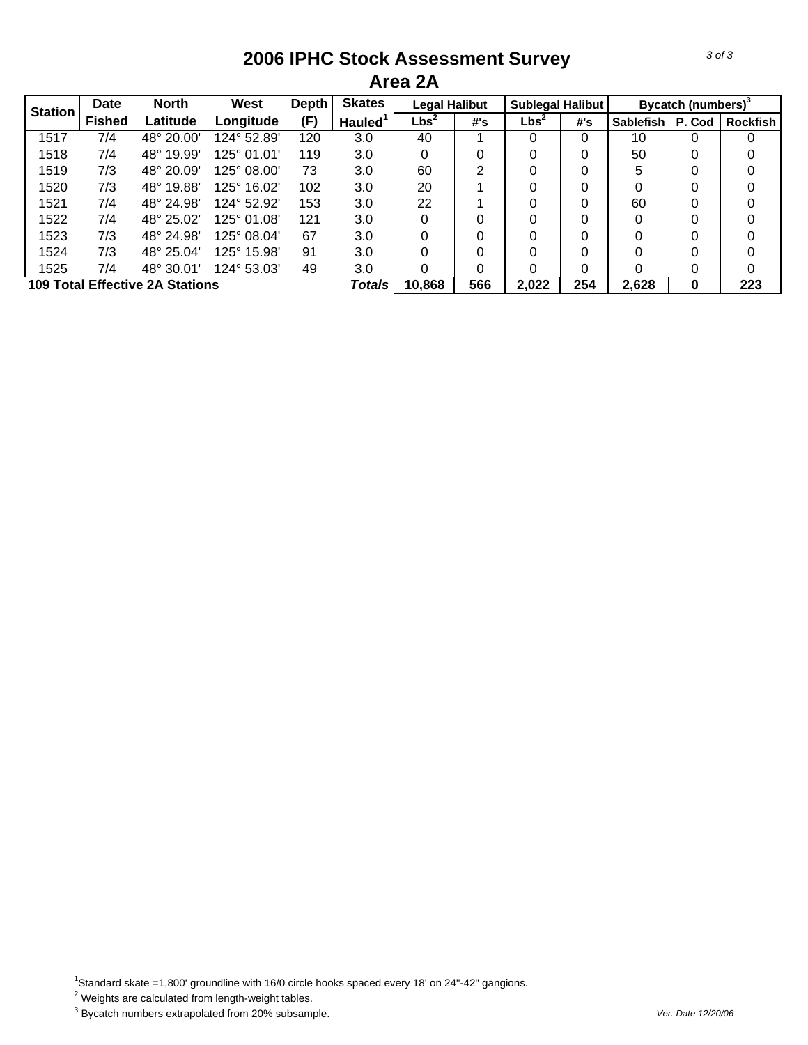# 2006 IPHC Stock Assessment Survey
## Area 2A

| Station | Date Fished | North Latitude | West Longitude | Depth (F) | Skates Hauled[1] | Legal Halibut | | Sublegal Halibut | | Bycatch (numbers)[3] | | |
|---|---|---|---|---|---|---|---|---|---|---|---|---|
| | | | | | | Lbs[2] | #'s | Lbs[2] | #'s | Sablefish | P. Cod | Rockfish |
| 1517 | 7/4 | 48° 20.00' | 124° 52.89' | 120 | 3.0 | 40 | 1 | 0 | 0 | 10 | 0 | 0 |
| 1518 | 7/4 | 48° 19.99' | 125° 01.01' | 119 | 3.0 | 0 | 0 | 0 | 0 | 50 | 0 | 0 |
| 1519 | 7/3 | 48° 20.09' | 125° 08.00' | 73 | 3.0 | 60 | 2 | 0 | 0 | 5 | 0 | 0 |
| 1520 | 7/3 | 48° 19.88' | 125° 16.02' | 102 | 3.0 | 20 | 1 | 0 | 0 | 0 | 0 | 0 |
| 1521 | 7/4 | 48° 24.98' | 124° 52.92' | 153 | 3.0 | 22 | 1 | 0 | 0 | 60 | 0 | 0 |
| 1522 | 7/4 | 48° 25.02' | 125° 01.08' | 121 | 3.0 | 0 | 0 | 0 | 0 | 0 | 0 | 0 |
| 1523 | 7/3 | 48° 24.98' | 125° 08.04' | 67 | 3.0 | 0 | 0 | 0 | 0 | 0 | 0 | 0 |
| 1524 | 7/3 | 48° 25.04' | 125° 15.98' | 91 | 3.0 | 0 | 0 | 0 | 0 | 0 | 0 | 0 |
| 1525 | 7/4 | 48° 30.01' | 124° 53.03' | 49 | 3.0 | 0 | 0 | 0 | 0 | 0 | 0 | 0 |
| **109 Total Effective 2A Stations** | | | | | ***Totals*** | **10,868** | **566** | **2,022** | **254** | **2,628** | **0** | **223** |

[1]Standard skate =1,800' groundline with 16/0 circle hooks spaced every 18' on 24"-42" gangions.

[2] Weights are calculated from length-weight tables.

[3] Bycatch numbers extrapolated from 20% subsample.

*Ver. Date 12/20/06*